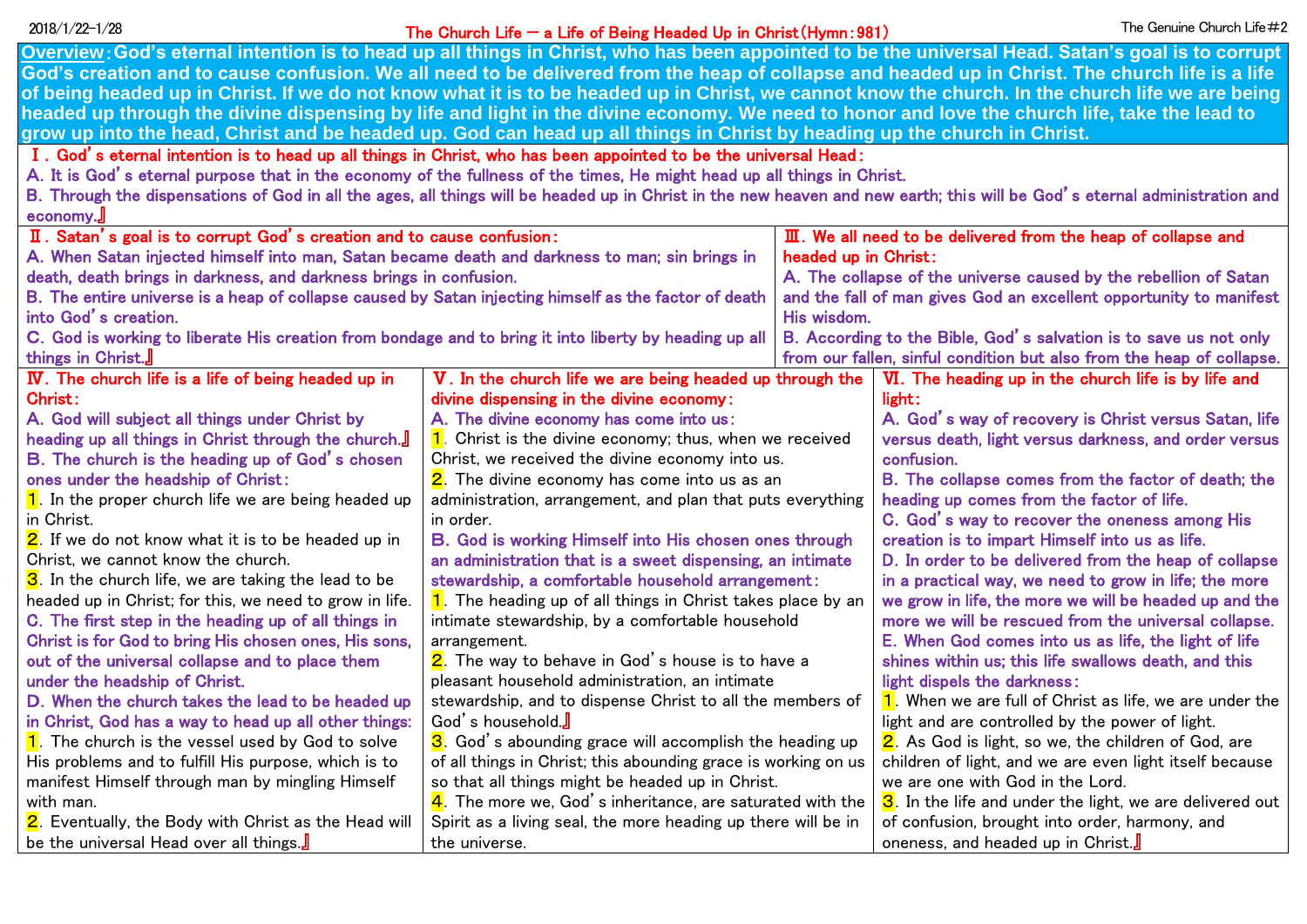# The Church Life — a Life of Being Headed Up in Christ (Hymn: 981)

**Overview: God's eternal intention is to head up all things in Christ, who has been appointed to be the universal Head. Satan's goal is to corrupt God's creation and to cause confusion. We all need to be delivered from the heap of collapse and headed up in Christ. The church life is a life of being headed up in Christ. If we do not know what it is to be headed up in Christ, we cannot know the church. In the church life we are being headed up through the divine dispensing by life and light in the divine economy. We need to honor and love the church life, take the lead to grow up into the head, Christ and be headed up. God can head up all things in Christ by heading up the church in Christ.**

## Ⅰ. God's eternal intention is to head up all things in Christ, who has been appointed to be the universal Head:

A. It is God's eternal purpose that in the economy of the fullness of the times, He might head up all things in Christ.

B. Through the dispensations of God in all the ages, all things will be headed up in Christ in the new heaven and new earth; this will be God's eternal administration and economy.』

## Ⅱ. Satan's goal is to corrupt God's creation and to cause confusion:

A. When Satan injected himself into man, Satan became death and darkness to man; sin brings in death, death brings in darkness, and darkness brings in confusion.

B. The entire universe is a heap of collapse caused by Satan injecting himself as the factor of death into God's creation.

C. God is working to liberate His creation from bondage and to bring it into liberty by heading up all things in Christ.』

## Ⅲ. We all need to be delivered from the heap of collapse and headed up in Christ:

A. The collapse of the universe caused by the rebellion of Satan and the fall of man gives God an excellent opportunity to manifest His wisdom.

B. According to the Bible, God's salvation is to save us not only from our fallen, sinful condition but also from the heap of collapse.

## Ⅳ. The church life is a life of being headed up in Christ:

A. God will subject all things under Christ by heading up all things in Christ through the church.』

B. The church is the heading up of God's chosen ones under the headship of Christ:

1. In the proper church life we are being headed up in Christ.
2. If we do not know what it is to be headed up in Christ, we cannot know the church.
3. In the church life, we are taking the lead to be headed up in Christ; for this, we need to grow in life.

C. The first step in the heading up of all things in Christ is for God to bring His chosen ones, His sons, out of the universal collapse and to place them under the headship of Christ.

D. When the church takes the lead to be headed up in Christ, God has a way to head up all other things:

1. The church is the vessel used by God to solve His problems and to fulfill His purpose, which is to manifest Himself through man by mingling Himself with man.
2. Eventually, the Body with Christ as the Head will be the universal Head over all things.』

## Ⅴ. In the church life we are being headed up through the divine dispensing in the divine economy:

A. The divine economy has come into us:

1. Christ is the divine economy; thus, when we received Christ, we received the divine economy into us.
2. The divine economy has come into us as an administration, arrangement, and plan that puts everything in order.

B. God is working Himself into His chosen ones through an administration that is a sweet dispensing, an intimate stewardship, a comfortable household arrangement:

1. The heading up of all things in Christ takes place by an intimate stewardship, by a comfortable household arrangement.
2. The way to behave in God's house is to have a pleasant household administration, an intimate stewardship, and to dispense Christ to all the members of God's household.』
3. God's abounding grace will accomplish the heading up of all things in Christ; this abounding grace is working on us so that all things might be headed up in Christ.
4. The more we, God's inheritance, are saturated with the Spirit as a living seal, the more heading up there will be in the universe.

## Ⅵ. The heading up in the church life is by life and light:

A. God's way of recovery is Christ versus Satan, life versus death, light versus darkness, and order versus confusion.

B. The collapse comes from the factor of death; the heading up comes from the factor of life.

C. God's way to recover the oneness among His creation is to impart Himself into us as life.

D. In order to be delivered from the heap of collapse in a practical way, we need to grow in life; the more we grow in life, the more we will be headed up and the more we will be rescued from the universal collapse.

E. When God comes into us as life, the light of life shines within us; this life swallows death, and this light dispels the darkness:

1. When we are full of Christ as life, we are under the light and are controlled by the power of light.
2. As God is light, so we, the children of God, are children of light, and we are even light itself because we are one with God in the Lord.
3. In the life and under the light, we are delivered out of confusion, brought into order, harmony, and oneness, and headed up in Christ.』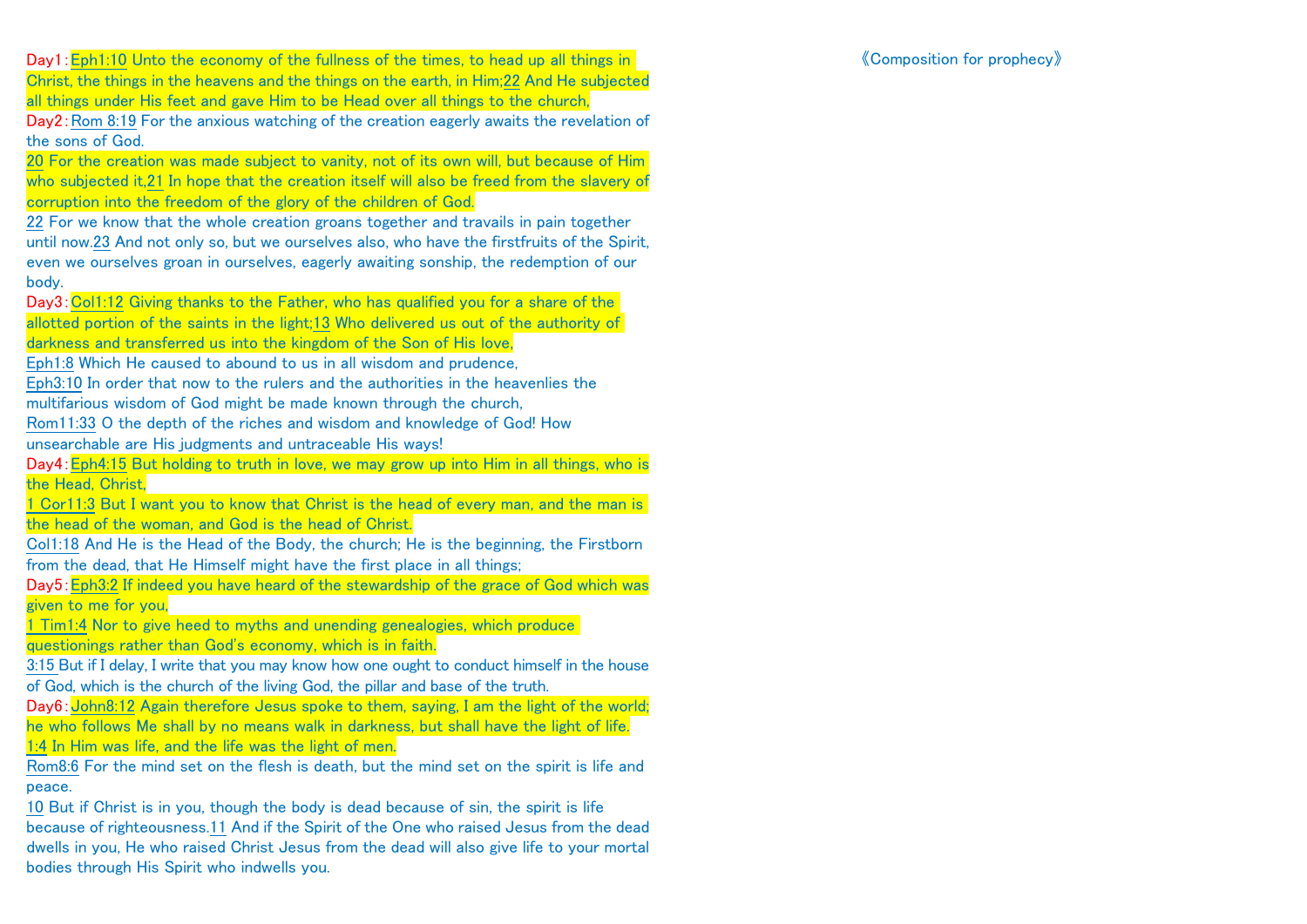Day1：Eph1:10 Unto the economy of the fullness of the times, to head up all things in Christ, the things in the heavens and the things on the earth, in Him;22 And He subjected all things under His feet and gave Him to be Head over all things to the church,

Day2：Rom 8:19 For the anxious watching of the creation eagerly awaits the revelation of the sons of God.

20 For the creation was made subject to vanity, not of its own will, but because of Him who subjected it,21 In hope that the creation itself will also be freed from the slavery of corruption into the freedom of the glory of the children of God.

22 For we know that the whole creation groans together and travails in pain together until now.23 And not only so, but we ourselves also, who have the firstfruits of the Spirit, even we ourselves groan in ourselves, eagerly awaiting sonship, the redemption of our body.

Day3：Col1:12 Giving thanks to the Father, who has qualified you for a share of the allotted portion of the saints in the light;13 Who delivered us out of the authority of darkness and transferred us into the kingdom of the Son of His love,

Eph1:8 Which He caused to abound to us in all wisdom and prudence,

Eph3:10 In order that now to the rulers and the authorities in the heavenlies the multifarious wisdom of God might be made known through the church,

Rom11:33 O the depth of the riches and wisdom and knowledge of God! How unsearchable are His judgments and untraceable His ways!

Day4：Eph4:15 But holding to truth in love, we may grow up into Him in all things, who is the Head, Christ,

1 Cor11:3 But I want you to know that Christ is the head of every man, and the man is the head of the woman, and God is the head of Christ.

Col1:18 And He is the Head of the Body, the church; He is the beginning, the Firstborn from the dead, that He Himself might have the first place in all things;

Day5：Eph3:2 If indeed you have heard of the stewardship of the grace of God which was given to me for you,

1 Tim1:4 Nor to give heed to myths and unending genealogies, which produce questionings rather than God's economy, which is in faith.

3:15 But if I delay, I write that you may know how one ought to conduct himself in the house of God, which is the church of the living God, the pillar and base of the truth.

Day6：John8:12 Again therefore Jesus spoke to them, saying, I am the light of the world; he who follows Me shall by no means walk in darkness, but shall have the light of life.

1:4 In Him was life, and the life was the light of men.

Rom8:6 For the mind set on the flesh is death, but the mind set on the spirit is life and peace.

10 But if Christ is in you, though the body is dead because of sin, the spirit is life because of righteousness.11 And if the Spirit of the One who raised Jesus from the dead dwells in you, He who raised Christ Jesus from the dead will also give life to your mortal bodies through His Spirit who indwells you.

《Composition for prophecy》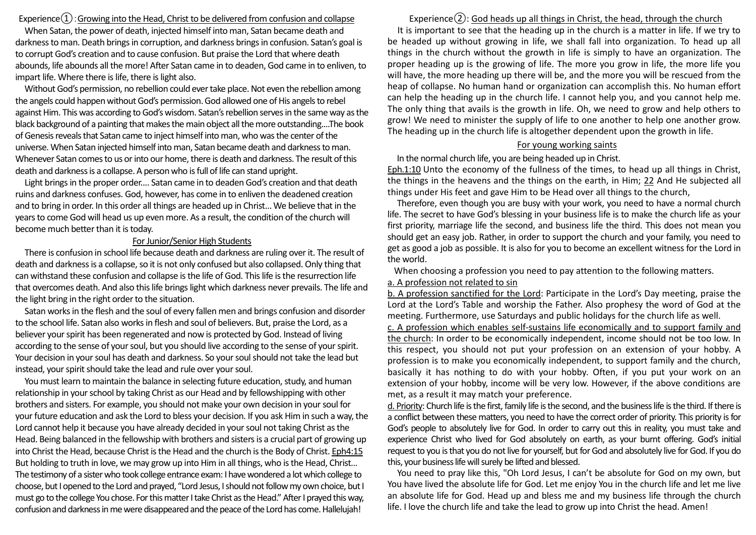## Experience①: Growing into the Head, Christ to be delivered from confusion and collapse

When Satan, the power of death, injected himself into man, Satan became death and darkness to man. Death brings in corruption, and darkness brings in confusion. Satan's goal is to corrupt God's creation and to cause confusion. But praise the Lord that where death abounds, life abounds all the more! After Satan came in to deaden, God came in to enliven, to impart life. Where there is life, there is light also.

Without God's permission, no rebellion could ever take place. Not even the rebellion among the angels could happen without God's permission. God allowed one of His angels to rebel against Him. This was according to God's wisdom. Satan's rebellion serves in the same way as the black background of a painting that makes the main object all the more outstanding....The book of Genesis reveals that Satan came to inject himself into man, who was the center of the universe. When Satan injected himself into man, Satan became death and darkness to man. Whenever Satan comes to us or into our home, there is death and darkness. The result of this death and darkness is a collapse. A person who is full of life can stand upright.

Light brings in the proper order.... Satan came in to deaden God's creation and that death ruins and darkness confuses. God, however, has come in to enliven the deadened creation and to bring in order. In this order all things are headed up in Christ... We believe that in the years to come God will head us up even more. As a result, the condition of the church will become much better than it is today.

### For Junior/Senior High Students

There is confusion in school life because death and darkness are ruling over it. The result of death and darkness is a collapse, so it is not only confused but also collapsed. Only thing that can withstand these confusion and collapse is the life of God. This life is the resurrection life that overcomes death. And also this life brings light which darkness never prevails. The life and the light bring in the right order to the situation.

Satan works in the flesh and the soul of every fallen men and brings confusion and disorder to the school life. Satan also works in flesh and soul of believers. But, praise the Lord, as a believer your spirit has been regenerated and now is protected by God. Instead of living according to the sense of your soul, but you should live according to the sense of your spirit. Your decision in your soul has death and darkness. So your soul should not take the lead but instead, your spirit should take the lead and rule over your soul.

You must learn to maintain the balance in selecting future education, study, and human relationship in your school by taking Christ as our Head and by fellowshipping with other brothers and sisters. For example, you should not make your own decision in your soul for your future education and ask the Lord to bless your decision. If you ask Him in such a way, the Lord cannot help it because you have already decided in your soul not taking Christ as the Head. Being balanced in the fellowship with brothers and sisters is a crucial part of growing up into Christ the Head, because Christ is the Head and the church is the Body of Christ. Eph4:15 But holding to truth in love, we may grow up into Him in all things, who is the Head, Christ... The testimony of a sister who took college entrance exam: I have wondered a lot which college to choose, but I opened to the Lord and prayed, "Lord Jesus, I should not follow my own choice, but I must go to the college You chose. For this matter I take Christ as the Head." After I prayed this way, confusion and darkness in me were disappeared and the peace of the Lord has come. Hallelujah!

## Experience②: God heads up all things in Christ, the head, through the church

It is important to see that the heading up in the church is a matter in life. If we try to be headed up without growing in life, we shall fall into organization. To head up all things in the church without the growth in life is simply to have an organization. The proper heading up is the growing of life. The more you grow in life, the more life you will have, the more heading up there will be, and the more you will be rescued from the heap of collapse. No human hand or organization can accomplish this. No human effort can help the heading up in the church life. I cannot help you, and you cannot help me. The only thing that avails is the growth in life. Oh, we need to grow and help others to grow! We need to minister the supply of life to one another to help one another grow. The heading up in the church life is altogether dependent upon the growth in life.

### For young working saints

In the normal church life, you are being headed up in Christ.

Eph.1:10 Unto the economy of the fullness of the times, to head up all things in Christ, the things in the heavens and the things on the earth, in Him; 22 And He subjected all things under His feet and gave Him to be Head over all things to the church,

Therefore, even though you are busy with your work, you need to have a normal church life. The secret to have God's blessing in your business life is to make the church life as your first priority, marriage life the second, and business life the third. This does not mean you should get an easy job. Rather, in order to support the church and your family, you need to get as good a job as possible. It is also for you to become an excellent witness for the Lord in the world.

When choosing a profession you need to pay attention to the following matters.

a. A profession not related to sin

b. A profession sanctified for the Lord: Participate in the Lord's Day meeting, praise the Lord at the Lord's Table and worship the Father. Also prophesy the word of God at the meeting. Furthermore, use Saturdays and public holidays for the church life as well.

c. A profession which enables self-sustains life economically and to support family and the church: In order to be economically independent, income should not be too low. In this respect, you should not put your profession on an extension of your hobby. A profession is to make you economically independent, to support family and the church, basically it has nothing to do with your hobby. Often, if you put your work on an extension of your hobby, income will be very low. However, if the above conditions are met, as a result it may match your preference.

d. Priority: Church life is the first, family life is the second, and the business life is the third. If there is a conflict between these matters, you need to have the correct order of priority. This priority is for God's people to absolutely live for God. In order to carry out this in reality, you must take and experience Christ who lived for God absolutely on earth, as your burnt offering. God's initial request to you is that you do not live for yourself, but for God and absolutely live for God. If you do this, your business life will surely be lifted and blessed.

You need to pray like this, "Oh Lord Jesus, I can't be absolute for God on my own, but You have lived the absolute life for God. Let me enjoy You in the church life and let me live an absolute life for God. Head up and bless me and my business life through the church life. I love the church life and take the lead to grow up into Christ the head. Amen!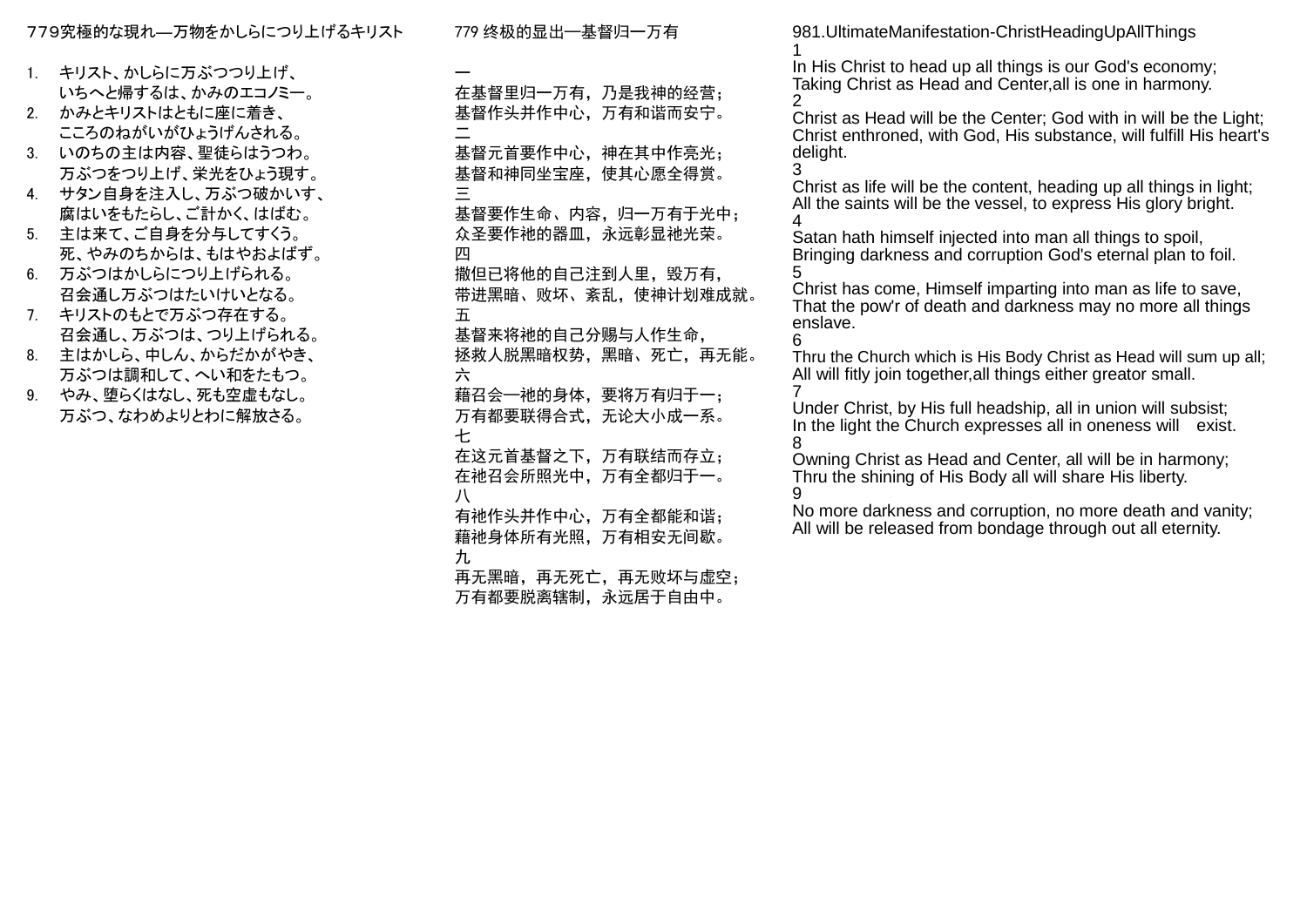# ７７９究極的な現れ—万物をかしらにつり上げるキリスト

1. キリスト、かしらに万ぶつつり上げ、
   いちへと帰するは、かみのエコノミー。
2. かみとキリストはともに座に着き、
   こころのねがいがひょうげんされる。
3. いのちの主は内容、聖徒らはうつわ。
   万ぶつをつり上げ、栄光をひょう現す。
4. サタン自身を注入し、万ぶつ破かいす、
   腐はいをもたらし、ご計かく、はばむ。
5. 主は来て、ご自身を分与してすくう。
   死、やみのちからは、もはやおよばず。
6. 万ぶつはかしらにつり上げられる。
   召会通し万ぶつはたいけいとなる。
7. キリストのもとで万ぶつ存在する。
   召会通し、万ぶつは、つり上げられる。
8. 主はかしら、中しん、からだかがやき、
   万ぶつは調和して、へい和をたもつ。
9. やみ、堕らくはなし、死も空虚もなし。
   万ぶつ、なわめよりとわに解放さる。

# 779 终极的显出—基督归一万有

一
在基督里归一万有，乃是我神的经营；
基督作头并作中心，万有和谐而安宁。

二
基督元首要作中心，神在其中作亮光；
基督和神同坐宝座，使其心愿全得赏。

三
基督要作生命、内容，归一万有于光中；
众圣要作神的器皿，永远彰显祂光荣。

四
撒但已将他的自己注到人里，毁万有，
带进黑暗、败坏、紊乱，使神计划难成就。

五
基督来将祂的自己分赐与人作生命，
拯救人脱黑暗权势，黑暗、死亡，再无能。

六
藉召会—祂的身体，要将万有归于一；
万有都要联得合式，无论大小成一系。

七
在这元首基督之下，万有联结而存立；
在祂召会所照光中，万有全都归于一。

八
有祂作头并作中心，万有全都能和谐；
藉祂身体所有光照，万有相安无间歇。

九
再无黑暗，再无死亡，再无败坏与虚空；
万有都要脱离辖制，永远居于自由中。

# 981.UltimateManifestation-ChristHeadingUpAllThings

1
In His Christ to head up all things is our God's economy;
Taking Christ as Head and Center,all is one in harmony.

2
Christ as Head will be the Center; God with in will be the Light;
Christ enthroned, with God, His substance, will fulfill His heart's delight.

3
Christ as life will be the content, heading up all things in light;
All the saints will be the vessel, to express His glory bright.

4
Satan hath himself injected into man all things to spoil,
Bringing darkness and corruption God's eternal plan to foil.

5
Christ has come, Himself imparting into man as life to save,
That the pow'r of death and darkness may no more all things enslave.

6
Thru the Church which is His Body Christ as Head will sum up all;
All will fitly join together,all things either greator small.

7
Under Christ, by His full headship, all in union will subsist;
In the light the Church expresses all in oneness will exist.

8
Owning Christ as Head and Center, all will be in harmony;
Thru the shining of His Body all will share His liberty.

9
No more darkness and corruption, no more death and vanity;
All will be released from bondage through out all eternity.